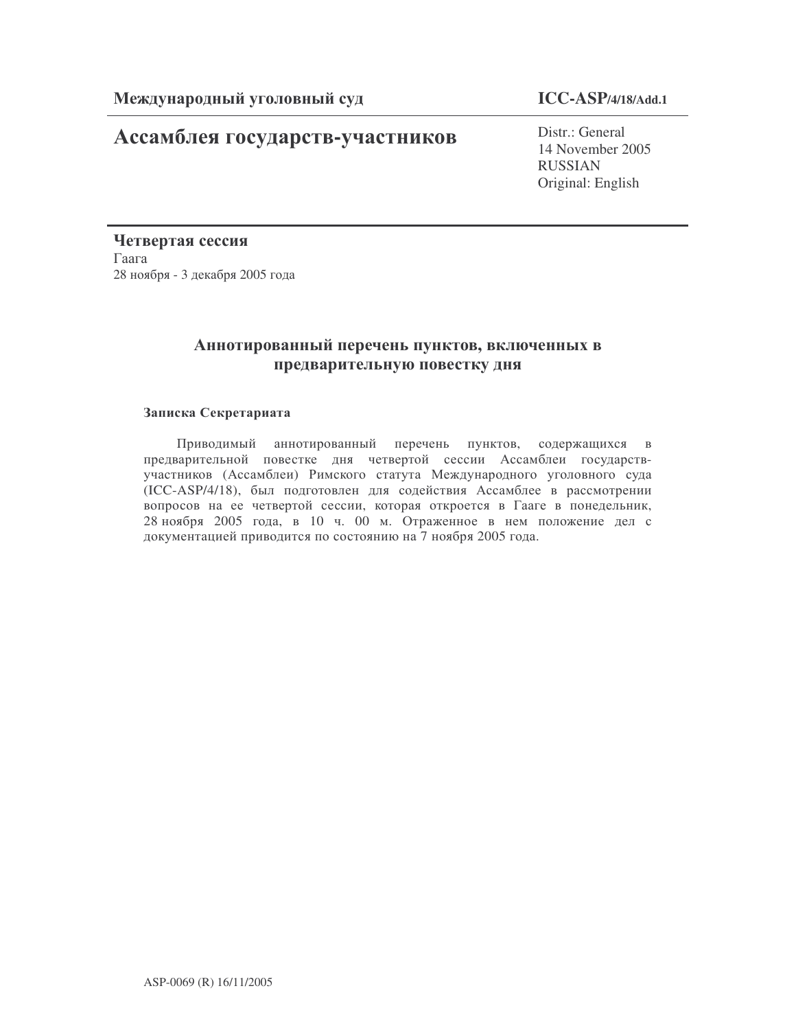**Международный уголовный суд** **ICC-ASP/4/18/Add.1**

# Ассамблея государств-участников

Distr.: General
14 November 2005
RUSSIAN
Original: English

**Четвертая сессия**
Гаага
28 ноября - 3 декабря 2005 года

## Аннотированный перечень пунктов, включенных в предварительную повестку дня

**Записка Секретариата**

Приводимый аннотированный перечень пунктов, содержащихся в предварительной повестке дня четвертой сессии Ассамблеи государств-участников (Ассамблеи) Римского статута Международного уголовного суда (ICC-ASP/4/18), был подготовлен для содействия Ассамблее в рассмотрении вопросов на ее четвертой сессии, которая откроется в Гааге в понедельник, 28 ноября 2005 года, в 10 ч. 00 м. Отраженное в нем положение дел с документацией приводится по состоянию на 7 ноября 2005 года.

ASP-0069 (R) 16/11/2005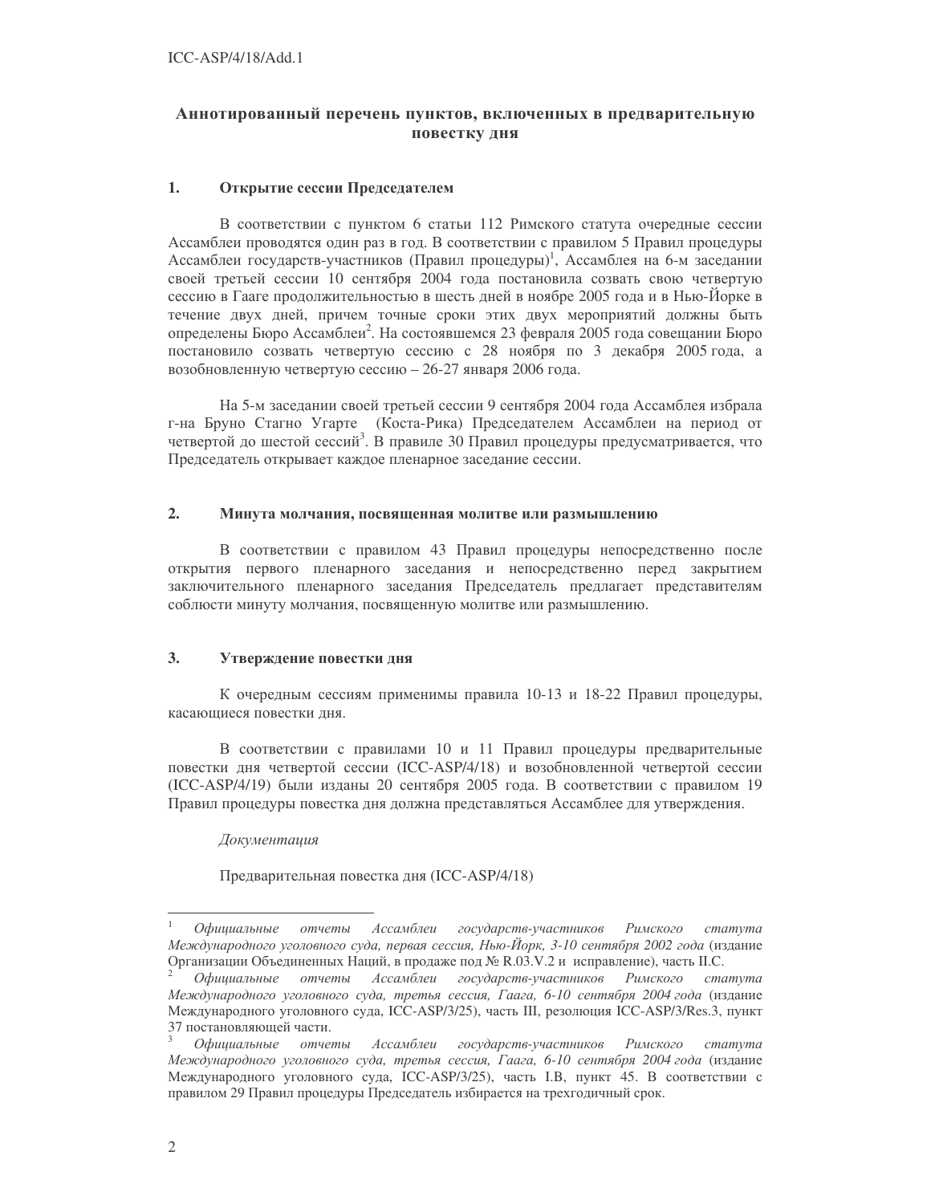## Аннотированный перечень пунктов, включенных в предварительную повестку дня

### 1. Открытие сессии Председателем

В соответствии с пунктом 6 статьи 112 Римского статута очередные сессии Ассамблеи проводятся один раз в год. В соответствии с правилом 5 Правил процедуры Ассамблеи государств-участников (Правил процедуры)[1], Ассамблея на 6-м заседании своей третьей сессии 10 сентября 2004 года постановила созвать свою четвертую сессию в Гааге продолжительностью в шесть дней в ноябре 2005 года и в Нью-Йорке в течение двух дней, причем точные сроки этих двух мероприятий должны быть определены Бюро Ассамблеи[2]. На состоявшемся 23 февраля 2005 года совещании Бюро постановило созвать четвертую сессию с 28 ноября по 3 декабря 2005 года, а возобновленную четвертую сессию – 26-27 января 2006 года.

На 5-м заседании своей третьей сессии 9 сентября 2004 года Ассамблея избрала г-на Бруно Стагно Угарте (Коста-Рика) Председателем Ассамблеи на период от четвертой до шестой сессий[3]. В правиле 30 Правил процедуры предусматривается, что Председатель открывает каждое пленарное заседание сессии.

### 2. Минута молчания, посвященная молитве или размышлению

В соответствии с правилом 43 Правил процедуры непосредственно после открытия первого пленарного заседания и непосредственно перед закрытием заключительного пленарного заседания Председатель предлагает представителям соблюсти минуту молчания, посвященную молитве или размышлению.

### 3. Утверждение повестки дня

К очередным сессиям применимы правила 10-13 и 18-22 Правил процедуры, касающиеся повестки дня.

В соответствии с правилами 10 и 11 Правил процедуры предварительные повестки дня четвертой сессии (ICC-ASP/4/18) и возобновленной четвертой сессии (ICC-ASP/4/19) были изданы 20 сентября 2005 года. В соответствии с правилом 19 Правил процедуры повестка дня должна представляться Ассамблее для утверждения.

*Документация*

Предварительная повестка дня (ICC-ASP/4/18)

---

[1] *Официальные отчеты Ассамблеи государств-участников Римского статута Международного уголовного суда, первая сессия, Нью-Йорк, 3-10 сентября 2002 года* (издание Организации Объединенных Наций, в продаже под № R.03.V.2 и исправление), часть II.C.

[2] *Официальные отчеты Ассамблеи государств-участников Римского статута Международного уголовного суда, третья сессия, Гаага, 6-10 сентября 2004 года* (издание Международного уголовного суда, ICC-ASP/3/25), часть III, резолюция ICC-ASP/3/Res.3, пункт 37 постановляющей части.

[3] *Официальные отчеты Ассамблеи государств-участников Римского статута Международного уголовного суда, третья сессия, Гаага, 6-10 сентября 2004 года* (издание Международного уголовного суда, ICC-ASP/3/25), часть I.B, пункт 45. В соответствии с правилом 29 Правил процедуры Председатель избирается на трехгодичный срок.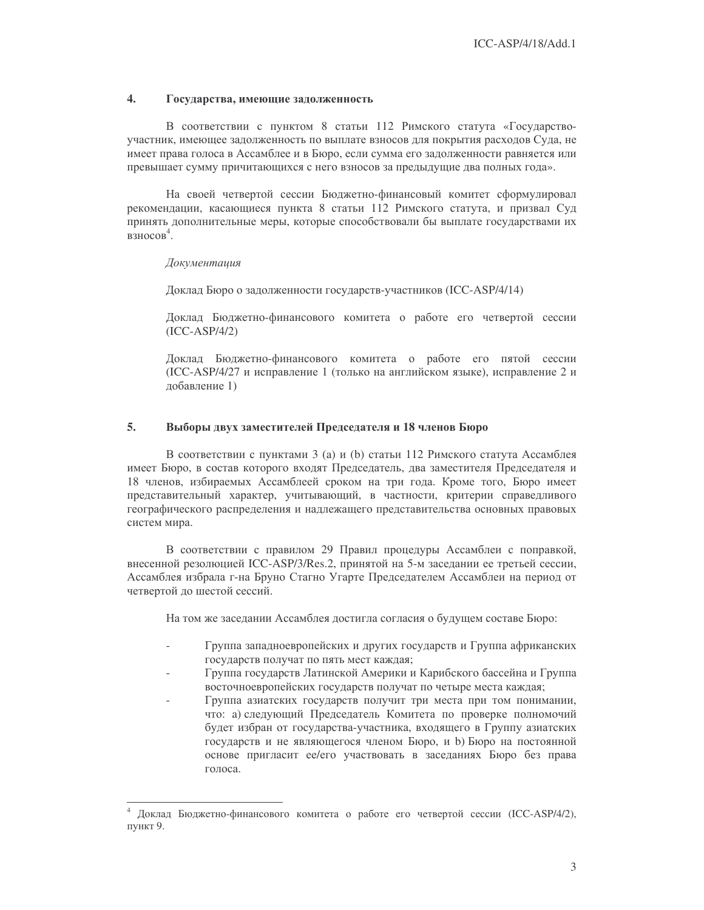## 4. Государства, имеющие задолженность

В соответствии с пунктом 8 статьи 112 Римского статута «Государство-участник, имеющее задолженность по выплате взносов для покрытия расходов Суда, не имеет права голоса в Ассамблее и в Бюро, если сумма его задолженности равняется или превышает сумму причитающихся с него взносов за предыдущие два полных года».

На своей четвертой сессии Бюджетно-финансовый комитет сформулировал рекомендации, касающиеся пункта 8 статьи 112 Римского статута, и призвал Суд принять дополнительные меры, которые способствовали бы выплате государствами их взносов[4].

*Документация*

Доклад Бюро о задолженности государств-участников (ICC-ASP/4/14)

Доклад Бюджетно-финансового комитета о работе его четвертой сессии (ICC-ASP/4/2)

Доклад Бюджетно-финансового комитета о работе его пятой сессии (ICC-ASP/4/27 и исправление 1 (только на английском языке), исправление 2 и добавление 1)

## 5. Выборы двух заместителей Председателя и 18 членов Бюро

В соответствии с пунктами 3 (a) и (b) статьи 112 Римского статута Ассамблея имеет Бюро, в состав которого входят Председатель, два заместителя Председателя и 18 членов, избираемых Ассамблеей сроком на три года. Кроме того, Бюро имеет представительный характер, учитывающий, в частности, критерии справедливого географического распределения и надлежащего представительства основных правовых систем мира.

В соответствии с правилом 29 Правил процедуры Ассамблеи с поправкой, внесенной резолюцией ICC-ASP/3/Res.2, принятой на 5-м заседании ее третьей сессии, Ассамблея избрала г-на Бруно Стагно Угарте Председателем Ассамблеи на период от четвертой до шестой сессий.

На том же заседании Ассамблея достигла согласия о будущем составе Бюро:

- Группа западноевропейских и других государств и Группа африканских государств получат по пять мест каждая;
- Группа государств Латинской Америки и Карибского бассейна и Группа восточноевропейских государств получат по четыре места каждая;
- Группа азиатских государств получит три места при том понимании, что: a) следующий Председатель Комитета по проверке полномочий будет избран от государства-участника, входящего в Группу азиатских государств и не являющегося членом Бюро, и b) Бюро на постоянной основе пригласит ее/его участвовать в заседаниях Бюро без права голоса.

---

[4] Доклад Бюджетно-финансового комитета о работе его четвертой сессии (ICC-ASP/4/2), пункт 9.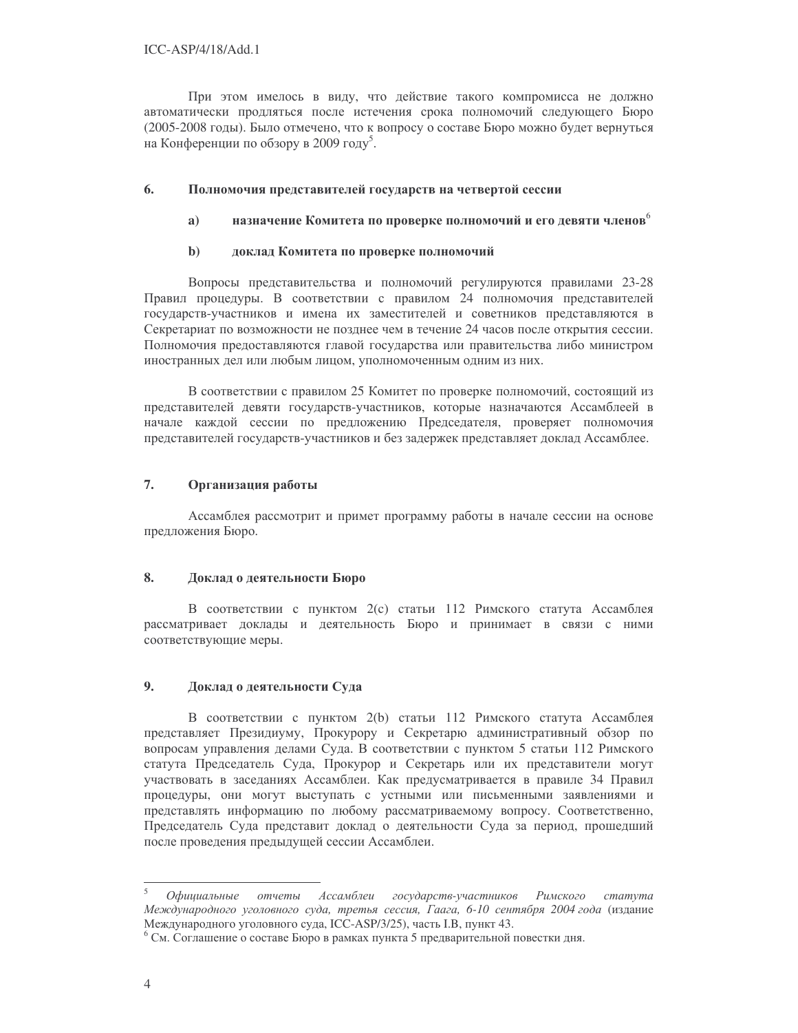При этом имелось в виду, что действие такого компромисса не должно автоматически продляться после истечения срока полномочий следующего Бюро (2005-2008 годы). Было отмечено, что к вопросу о составе Бюро можно будет вернуться на Конференции по обзору в 2009 году[5].

## 6. Полномочия представителей государств на четвертой сессии

### a) назначение Комитета по проверке полномочий и его девяти членов[6]

### b) доклад Комитета по проверке полномочий

Вопросы представительства и полномочий регулируются правилами 23-28 Правил процедуры. В соответствии с правилом 24 полномочия представителей государств-участников и имена их заместителей и советников представляются в Секретариат по возможности не позднее чем в течение 24 часов после открытия сессии. Полномочия предоставляются главой государства или правительства либо министром иностранных дел или любым лицом, уполномоченным одним из них.

В соответствии с правилом 25 Комитет по проверке полномочий, состоящий из представителей девяти государств-участников, которые назначаются Ассамблеей в начале каждой сессии по предложению Председателя, проверяет полномочия представителей государств-участников и без задержек представляет доклад Ассамблее.

## 7. Организация работы

Ассамблея рассмотрит и примет программу работы в начале сессии на основе предложения Бюро.

## 8. Доклад о деятельности Бюро

В соответствии с пунктом 2(c) статьи 112 Римского статута Ассамблея рассматривает доклады и деятельность Бюро и принимает в связи с ними соответствующие меры.

## 9. Доклад о деятельности Суда

В соответствии с пунктом 2(b) статьи 112 Римского статута Ассамблея представляет Президиуму, Прокурору и Секретарю административный обзор по вопросам управления делами Суда. В соответствии с пунктом 5 статьи 112 Римского статута Председатель Суда, Прокурор и Секретарь или их представители могут участвовать в заседаниях Ассамблеи. Как предусматривается в правиле 34 Правил процедуры, они могут выступать с устными или письменными заявлениями и представлять информацию по любому рассматриваемому вопросу. Соответственно, Председатель Суда представит доклад о деятельности Суда за период, прошедший после проведения предыдущей сессии Ассамблеи.

---

[5] *Официальные отчеты Ассамблеи государств-участников Римского статута Международного уголовного суда, третья сессия, Гаага, 6-10 сентября 2004 года* (издание Международного уголовного суда, ICC-ASP/3/25), часть I.B, пункт 43.

[6] См. Соглашение о составе Бюро в рамках пункта 5 предварительной повестки дня.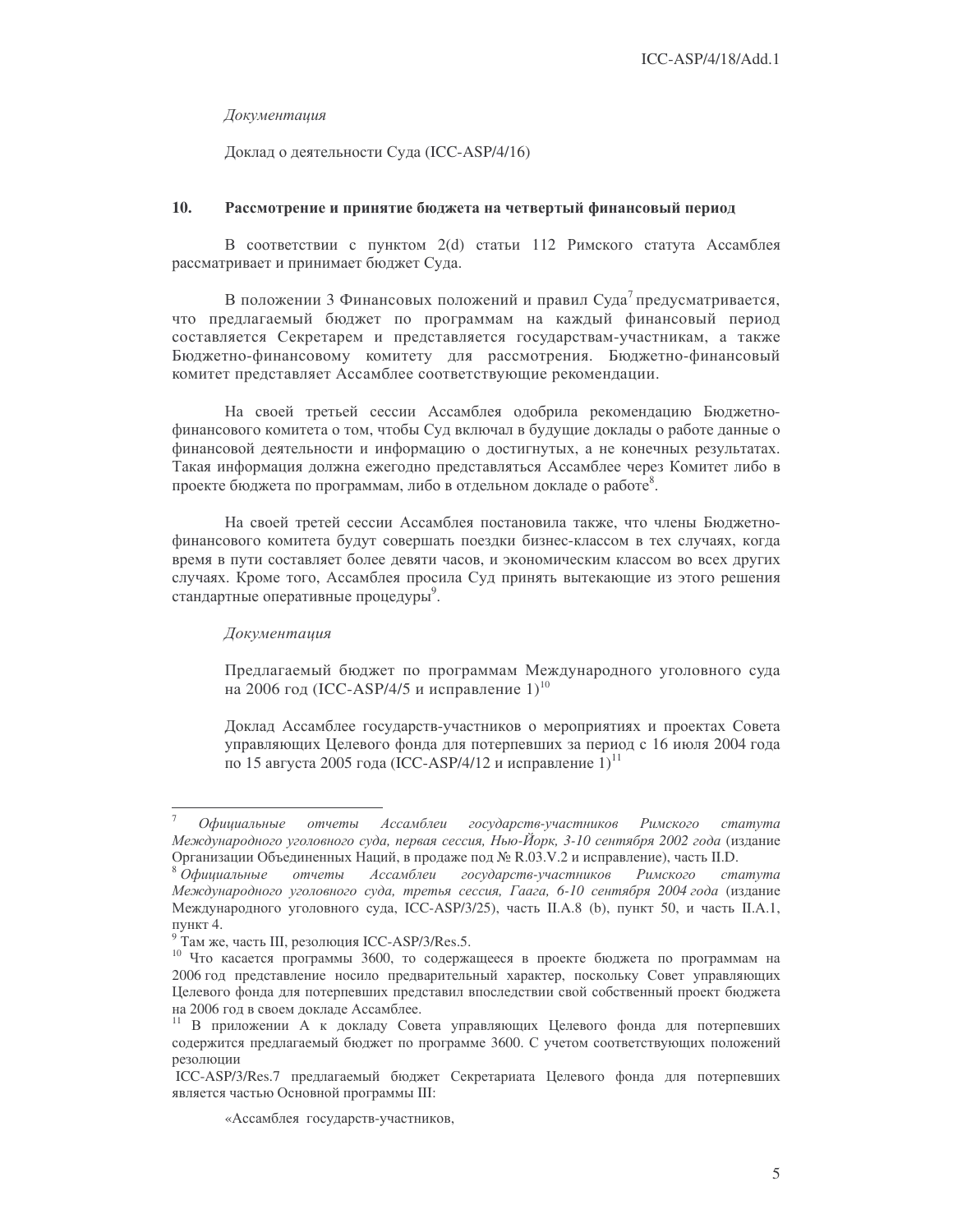*Документация*

Доклад о деятельности Суда (ICC-ASP/4/16)

## 10. Рассмотрение и принятие бюджета на четвертый финансовый период

В соответствии с пунктом 2(d) статьи 112 Римского статута Ассамблея рассматривает и принимает бюджет Суда.

В положении 3 Финансовых положений и правил Суда[7] предусматривается, что предлагаемый бюджет по программам на каждый финансовый период составляется Секретарем и представляется государствам-участникам, а также Бюджетно-финансовому комитету для рассмотрения. Бюджетно-финансовый комитет представляет Ассамблее соответствующие рекомендации.

На своей третьей сессии Ассамблея одобрила рекомендацию Бюджетно-финансового комитета о том, чтобы Суд включал в будущие доклады о работе данные о финансовой деятельности и информацию о достигнутых, а не конечных результатах. Такая информация должна ежегодно представляться Ассамблее через Комитет либо в проекте бюджета по программам, либо в отдельном докладе о работе[8].

На своей третей сессии Ассамблея постановила также, что члены Бюджетно-финансового комитета будут совершать поездки бизнес-классом в тех случаях, когда время в пути составляет более девяти часов, и экономическим классом во всех других случаях. Кроме того, Ассамблея просила Суд принять вытекающие из этого решения стандартные оперативные процедуры[9].

*Документация*

Предлагаемый бюджет по программам Международного уголовного суда на 2006 год (ICC-ASP/4/5 и исправление 1)[10]

Доклад Ассамблее государств-участников о мероприятиях и проектах Совета управляющих Целевого фонда для потерпевших за период с 16 июля 2004 года по 15 августа 2005 года (ICC-ASP/4/12 и исправление 1)[11]

---

[7] *Официальные отчеты Ассамблеи государств-участников Римского статута Международного уголовного суда, первая сессия, Нью-Йорк, 3-10 сентября 2002 года* (издание Организации Объединенных Наций, в продаже под № R.03.V.2 и исправление), часть II.D.

[8] *Официальные отчеты Ассамблеи государств-участников Римского статута Международного уголовного суда, третья сессия, Гаага, 6-10 сентября 2004 года* (издание Международного уголовного суда, ICC-ASP/3/25), часть II.A.8 (b), пункт 50, и часть II.A.1, пункт 4.

[9] Там же, часть III, резолюция ICC-ASP/3/Res.5.

[10] Что касается программы 3600, то содержащееся в проекте бюджета по программам на 2006 год представление носило предварительный характер, поскольку Совет управляющих Целевого фонда для потерпевших представил впоследствии свой собственный проект бюджета на 2006 год в своем докладе Ассамблее.

[11] В приложении А к докладу Совета управляющих Целевого фонда для потерпевших содержится предлагаемый бюджет по программе 3600. С учетом соответствующих положений резолюции ICC-ASP/3/Res.7 предлагаемый бюджет Секретариата Целевого фонда для потерпевших является частью Основной программы III:

«Ассамблея государств-участников,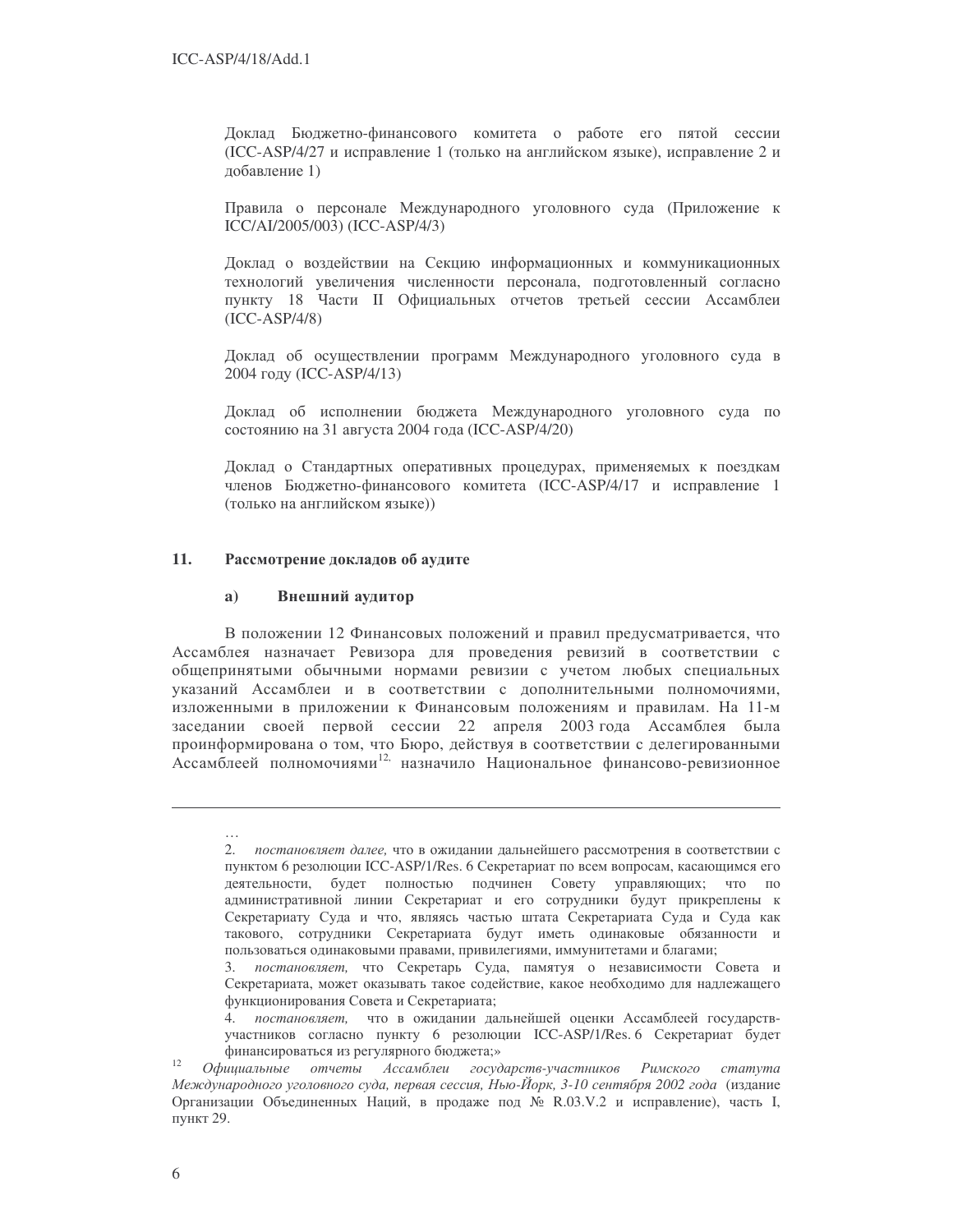Доклад Бюджетно-финансового комитета о работе его пятой сессии (ICC-ASP/4/27 и исправление 1 (только на английском языке), исправление 2 и добавление 1)

Правила о персонале Международного уголовного суда (Приложение к ICC/AI/2005/003) (ICC-ASP/4/3)

Доклад о воздействии на Секцию информационных и коммуникационных технологий увеличения численности персонала, подготовленный согласно пункту 18 Части II Официальных отчетов третьей сессии Ассамблеи (ICC-ASP/4/8)

Доклад об осуществлении программ Международного уголовного суда в 2004 году (ICC-ASP/4/13)

Доклад об исполнении бюджета Международного уголовного суда по состоянию на 31 августа 2004 года (ICC-ASP/4/20)

Доклад о Стандартных оперативных процедурах, применяемых к поездкам членов Бюджетно-финансового комитета (ICC-ASP/4/17 и исправление 1 (только на английском языке))

## 11. Рассмотрение докладов об аудите

### a) Внешний аудитор

В положении 12 Финансовых положений и правил предусматривается, что Ассамблея назначает Ревизора для проведения ревизий в соответствии с общепринятыми обычными нормами ревизии с учетом любых специальных указаний Ассамблеи и в соответствии с дополнительными полномочиями, изложенными в приложении к Финансовым положениям и правилам. На 11-м заседании своей первой сессии 22 апреля 2003 года Ассамблея была проинформирована о том, что Бюро, действуя в соответствии с делегированными Ассамблеей полномочиями[12], назначило Национальное финансово-ревизионное

---

…

2. *постановляет далее,* что в ожидании дальнейшего рассмотрения в соответствии с пунктом 6 резолюции ICC-ASP/1/Res. 6 Секретариат по всем вопросам, касающимся его деятельности, будет полностью подчинен Совету управляющих; что по административной линии Секретариат и его сотрудники будут прикреплены к Секретариату Суда и что, являясь частью штата Секретариата Суда и Суда как такового, сотрудники Секретариата будут иметь одинаковые обязанности и пользоваться одинаковыми правами, привилегиями, иммунитетами и благами;

3. *постановляет,* что Секретарь Суда, памятуя о независимости Совета и Секретариата, может оказывать такое содействие, какое необходимо для надлежащего функционирования Совета и Секретариата;

4. *постановляет,* что в ожидании дальнейшей оценки Ассамблеей государств-участников согласно пункту 6 резолюции ICC-ASP/1/Res. 6 Секретариат будет финансироваться из регулярного бюджета;»

[12] *Официальные отчеты Ассамблеи государств-участников Римского статута Международного уголовного суда, первая сессия, Нью-Йорк, 3-10 сентября 2002 года* (издание Организации Объединенных Наций, в продаже под № R.03.V.2 и исправление), часть I, пункт 29.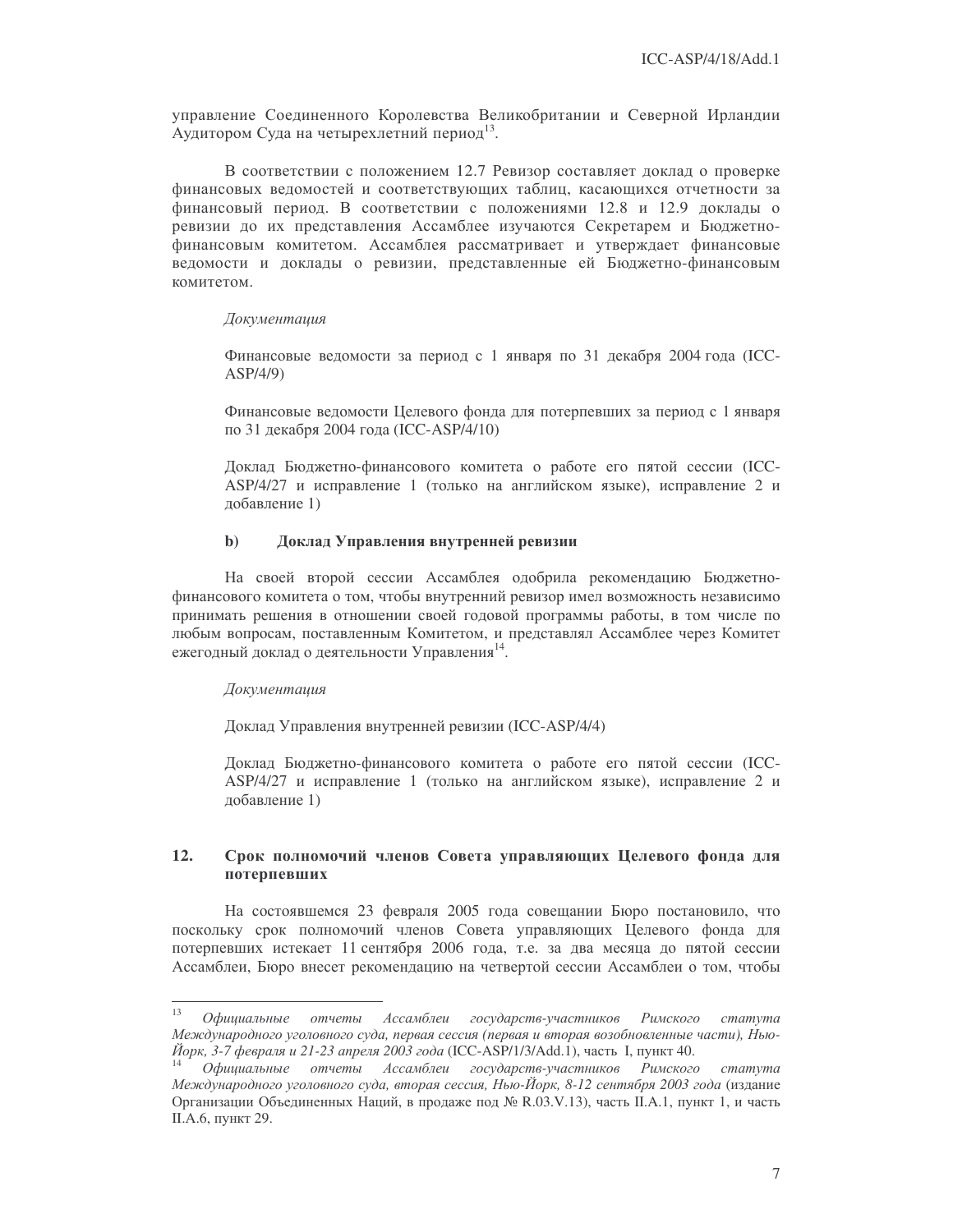управление Соединенного Королевства Великобритании и Северной Ирландии Аудитором Суда на четырехлетний период[13].

В соответствии с положением 12.7 Ревизор составляет доклад о проверке финансовых ведомостей и соответствующих таблиц, касающихся отчетности за финансовый период. В соответствии с положениями 12.8 и 12.9 доклады о ревизии до их представления Ассамблее изучаются Секретарем и Бюджетно-финансовым комитетом. Ассамблея рассматривает и утверждает финансовые ведомости и доклады о ревизии, представленные ей Бюджетно-финансовым комитетом.

*Документация*

Финансовые ведомости за период с 1 января по 31 декабря 2004 года (ICC-ASP/4/9)

Финансовые ведомости Целевого фонда для потерпевших за период с 1 января по 31 декабря 2004 года (ICC-ASP/4/10)

Доклад Бюджетно-финансового комитета о работе его пятой сессии (ICC-ASP/4/27 и исправление 1 (только на английском языке), исправление 2 и добавление 1)

### b) Доклад Управления внутренней ревизии

На своей второй сессии Ассамблея одобрила рекомендацию Бюджетно-финансового комитета о том, чтобы внутренний ревизор имел возможность независимо принимать решения в отношении своей годовой программы работы, в том числе по любым вопросам, поставленным Комитетом, и представлял Ассамблее через Комитет ежегодный доклад о деятельности Управления[14].

*Документация*

Доклад Управления внутренней ревизии (ICC-ASP/4/4)

Доклад Бюджетно-финансового комитета о работе его пятой сессии (ICC-ASP/4/27 и исправление 1 (только на английском языке), исправление 2 и добавление 1)

## 12. Срок полномочий членов Совета управляющих Целевого фонда для потерпевших

На состоявшемся 23 февраля 2005 года совещании Бюро постановило, что поскольку срок полномочий членов Совета управляющих Целевого фонда для потерпевших истекает 11 сентября 2006 года, т.е. за два месяца до пятой сессии Ассамблеи, Бюро внесет рекомендацию на четвертой сессии Ассамблеи о том, чтобы

---

[13] *Официальные отчеты Ассамблеи государств-участников Римского статута Международного уголовного суда, первая сессия (первая и вторая возобновленные части), Нью-Йорк, 3-7 февраля и 21-23 апреля 2003 года* (ICC-ASP/1/3/Add.1), часть I, пункт 40.

[14] *Официальные отчеты Ассамблеи государств-участников Римского статута Международного уголовного суда, вторая сессия, Нью-Йорк, 8-12 сентября 2003 года* (издание Организации Объединенных Наций, в продаже под № R.03.V.13), часть II.A.1, пункт 1, и часть II.A.6, пункт 29.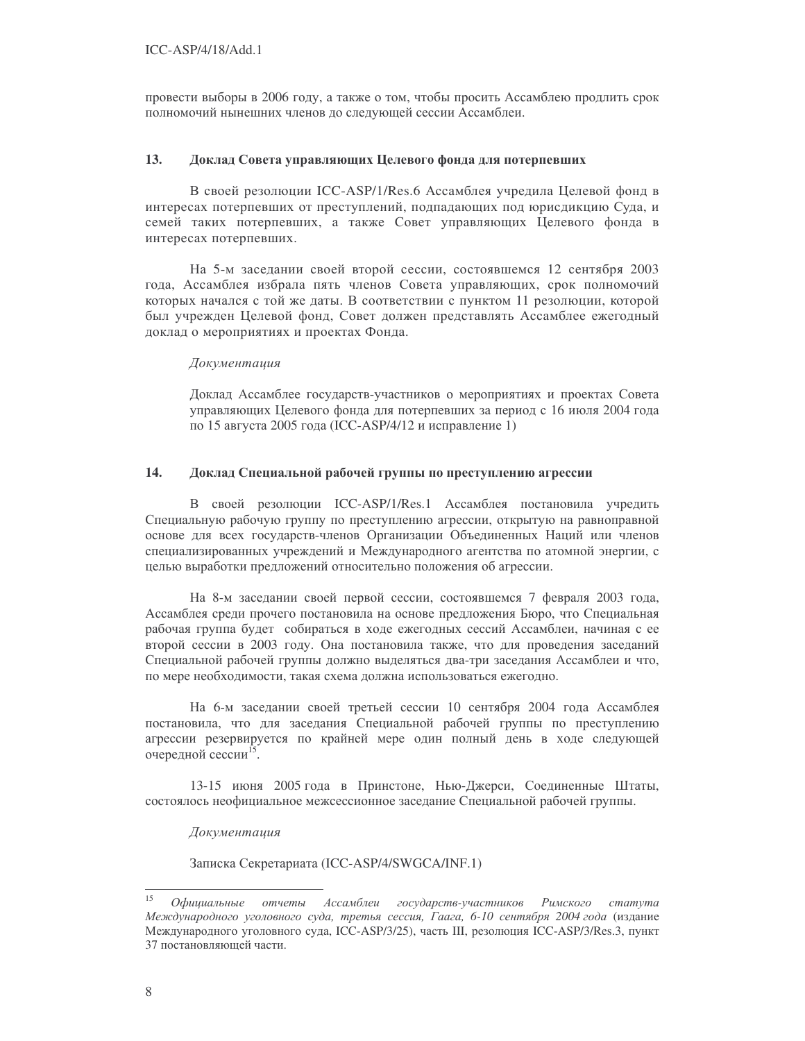провести выборы в 2006 году, а также о том, чтобы просить Ассамблею продлить срок полномочий нынешних членов до следующей сессии Ассамблеи.

## 13. Доклад Совета управляющих Целевого фонда для потерпевших

В своей резолюции ICC-ASP/1/Res.6 Ассамблея учредила Целевой фонд в интересах потерпевших от преступлений, подпадающих под юрисдикцию Суда, и семей таких потерпевших, а также Совет управляющих Целевого фонда в интересах потерпевших.

На 5-м заседании своей второй сессии, состоявшемся 12 сентября 2003 года, Ассамблея избрала пять членов Совета управляющих, срок полномочий которых начался с той же даты. В соответствии с пунктом 11 резолюции, которой был учрежден Целевой фонд, Совет должен представлять Ассамблее ежегодный доклад о мероприятиях и проектах Фонда.

*Документация*

Доклад Ассамблее государств-участников о мероприятиях и проектах Совета управляющих Целевого фонда для потерпевших за период с 16 июля 2004 года по 15 августа 2005 года (ICC-ASP/4/12 и исправление 1)

## 14. Доклад Специальной рабочей группы по преступлению агрессии

В своей резолюции ICC-ASP/1/Res.1 Ассамблея постановила учредить Специальную рабочую группу по преступлению агрессии, открытую на равноправной основе для всех государств-членов Организации Объединенных Наций или членов специализированных учреждений и Международного агентства по атомной энергии, с целью выработки предложений относительно положения об агрессии.

На 8-м заседании своей первой сессии, состоявшемся 7 февраля 2003 года, Ассамблея среди прочего постановила на основе предложения Бюро, что Специальная рабочая группа будет собираться в ходе ежегодных сессий Ассамблеи, начиная с ее второй сессии в 2003 году. Она постановила также, что для проведения заседаний Специальной рабочей группы должно выделяться два-три заседания Ассамблеи и что, по мере необходимости, такая схема должна использоваться ежегодно.

На 6-м заседании своей третьей сессии 10 сентября 2004 года Ассамблея постановила, что для заседания Специальной рабочей группы по преступлению агрессии резервируется по крайней мере один полный день в ходе следующей очередной сессии[15].

13-15 июня 2005 года в Принстоне, Нью-Джерси, Соединенные Штаты, состоялось неофициальное межсессионное заседание Специальной рабочей группы.

*Документация*

Записка Секретариата (ICC-ASP/4/SWGCA/INF.1)

---

[15] *Официальные отчеты Ассамблеи государств-участников Римского статута Международного уголовного суда, третья сессия, Гаага, 6-10 сентября 2004 года* (издание Международного уголовного суда, ICC-ASP/3/25), часть III, резолюция ICC-ASP/3/Res.3, пункт 37 постановляющей части.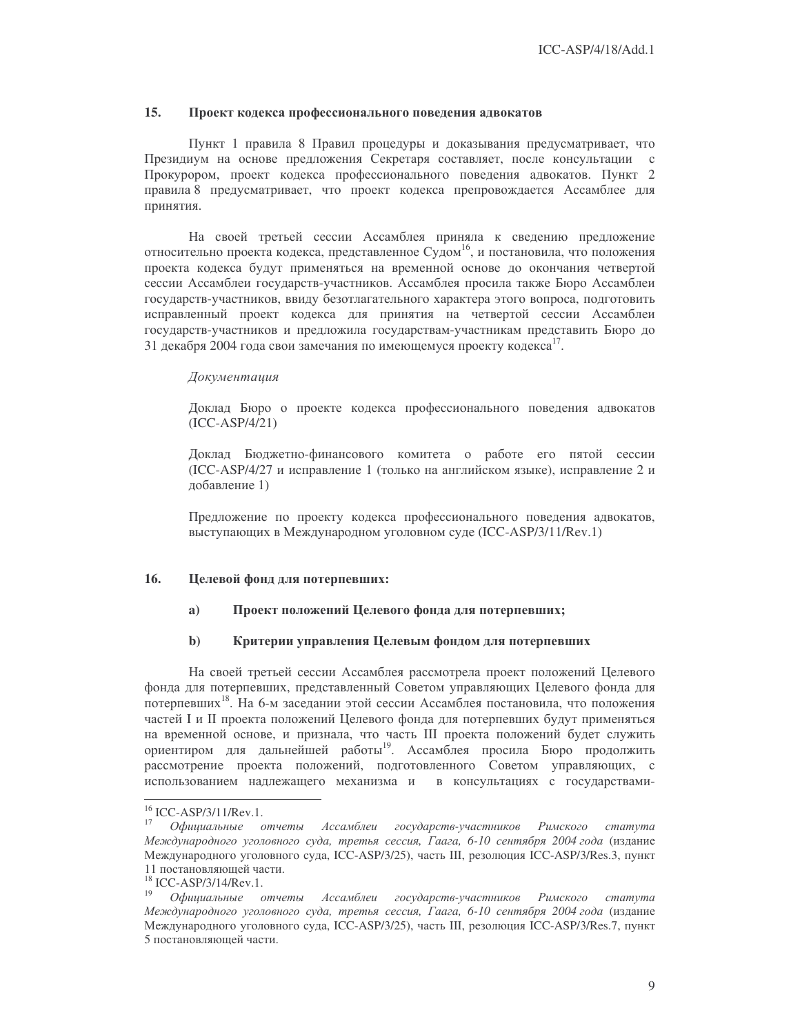## 15. Проект кодекса профессионального поведения адвокатов

Пункт 1 правила 8 Правил процедуры и доказывания предусматривает, что Президиум на основе предложения Секретаря составляет, после консультации с Прокурором, проект кодекса профессионального поведения адвокатов. Пункт 2 правила 8 предусматривает, что проект кодекса препровождается Ассамблее для принятия.

На своей третьей сессии Ассамблея приняла к сведению предложение относительно проекта кодекса, представленное Судом[16], и постановила, что положения проекта кодекса будут применяться на временной основе до окончания четвертой сессии Ассамблеи государств-участников. Ассамблея просила также Бюро Ассамблеи государств-участников, ввиду безотлагательного характера этого вопроса, подготовить исправленный проект кодекса для принятия на четвертой сессии Ассамблеи государств-участников и предложила государствам-участникам представить Бюро до 31 декабря 2004 года свои замечания по имеющемуся проекту кодекса[17].

*Документация*

Доклад Бюро о проекте кодекса профессионального поведения адвокатов (ICC-ASP/4/21)

Доклад Бюджетно-финансового комитета о работе его пятой сессии (ICC-ASP/4/27 и исправление 1 (только на английском языке), исправление 2 и добавление 1)

Предложение по проекту кодекса профессионального поведения адвокатов, выступающих в Международном уголовном суде (ICC-ASP/3/11/Rev.1)

## 16. Целевой фонд для потерпевших:

### a) Проект положений Целевого фонда для потерпевших;

### b) Критерии управления Целевым фондом для потерпевших

На своей третьей сессии Ассамблея рассмотрела проект положений Целевого фонда для потерпевших, представленный Советом управляющих Целевого фонда для потерпевших[18]. На 6-м заседании этой сессии Ассамблея постановила, что положения частей I и II проекта положений Целевого фонда для потерпевших будут применяться на временной основе, и признала, что часть III проекта положений будет служить ориентиром для дальнейшей работы[19]. Ассамблея просила Бюро продолжить рассмотрение проекта положений, подготовленного Советом управляющих, с использованием надлежащего механизма и в консультациях с государствами-

---

[16] ICC-ASP/3/11/Rev.1.

[17] *Официальные отчеты Ассамблеи государств-участников Римского статута Международного уголовного суда, третья сессия, Гаага, 6-10 сентября 2004 года* (издание Международного уголовного суда, ICC-ASP/3/25), часть III, резолюция ICC-ASP/3/Res.3, пункт 11 постановляющей части.

[18] ICC-ASP/3/14/Rev.1.

[19] *Официальные отчеты Ассамблеи государств-участников Римского статута Международного уголовного суда, третья сессия, Гаага, 6-10 сентября 2004 года* (издание Международного уголовного суда, ICC-ASP/3/25), часть III, резолюция ICC-ASP/3/Res.7, пункт 5 постановляющей части.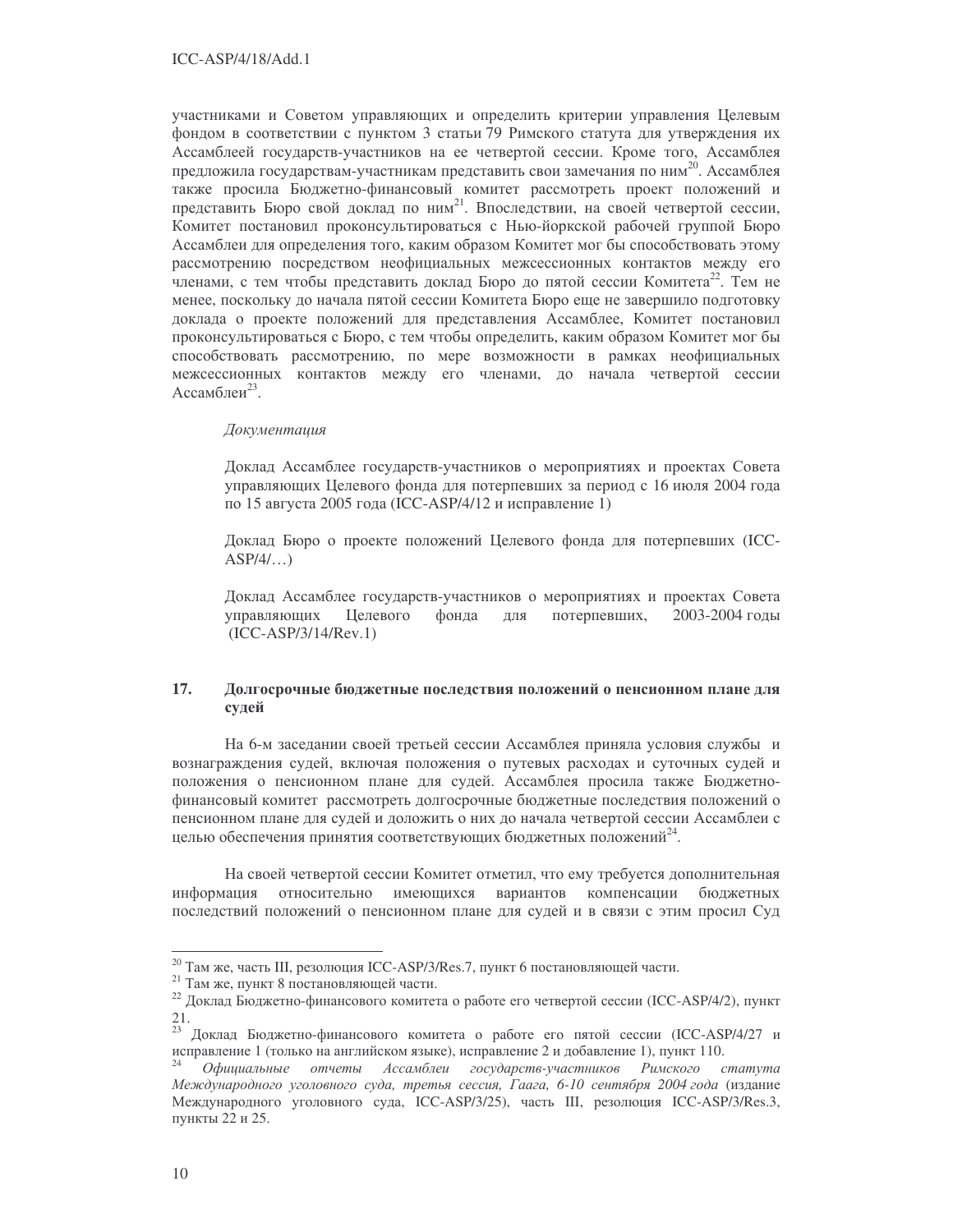участниками и Советом управляющих и определить критерии управления Целевым фондом в соответствии с пунктом 3 статьи 79 Римского статута для утверждения их Ассамблеей государств-участников на ее четвертой сессии. Кроме того, Ассамблея предложила государствам-участникам представить свои замечания по ним[20]. Ассамблея также просила Бюджетно-финансовый комитет рассмотреть проект положений и представить Бюро свой доклад по ним[21]. Впоследствии, на своей четвертой сессии, Комитет постановил проконсультироваться с Нью-йоркской рабочей группой Бюро Ассамблеи для определения того, каким образом Комитет мог бы способствовать этому рассмотрению посредством неофициальных межсессионных контактов между его членами, с тем чтобы представить доклад Бюро до пятой сессии Комитета[22]. Тем не менее, поскольку до начала пятой сессии Комитета Бюро еще не завершило подготовку доклада о проекте положений для представления Ассамблее, Комитет постановил проконсультироваться с Бюро, с тем чтобы определить, каким образом Комитет мог бы способствовать рассмотрению, по мере возможности в рамках неофициальных межсессионных контактов между его членами, до начала четвертой сессии Ассамблеи[23].

*Документация*

Доклад Ассамблее государств-участников о мероприятиях и проектах Совета управляющих Целевого фонда для потерпевших за период с 16 июля 2004 года по 15 августа 2005 года (ICC-ASP/4/12 и исправление 1)

Доклад Бюро о проекте положений Целевого фонда для потерпевших (ICC-ASP/4/…)

Доклад Ассамблее государств-участников о мероприятиях и проектах Совета управляющих Целевого фонда для потерпевших, 2003-2004 годы (ICC-ASP/3/14/Rev.1)

### 17. Долгосрочные бюджетные последствия положений о пенсионном плане для судей

На 6-м заседании своей третьей сессии Ассамблея приняла условия службы и вознаграждения судей, включая положения о путевых расходах и суточных судей и положения о пенсионном плане для судей. Ассамблея просила также Бюджетно-финансовый комитет рассмотреть долгосрочные бюджетные последствия положений о пенсионном плане для судей и доложить о них до начала четвертой сессии Ассамблеи с целью обеспечения принятия соответствующих бюджетных положений[24].

На своей четвертой сессии Комитет отметил, что ему требуется дополнительная информация относительно имеющихся вариантов компенсации бюджетных последствий положений о пенсионном плане для судей и в связи с этим просил Суд

---

[20] Там же, часть III, резолюция ICC-ASP/3/Res.7, пункт 6 постановляющей части.

[21] Там же, пункт 8 постановляющей части.

[22] Доклад Бюджетно-финансового комитета о работе его четвертой сессии (ICC-ASP/4/2), пункт 21.

[23] Доклад Бюджетно-финансового комитета о работе его пятой сессии (ICC-ASP/4/27 и исправление 1 (только на английском языке), исправление 2 и добавление 1), пункт 110.

[24] *Официальные отчеты Ассамблеи государств-участников Римского статута Международного уголовного суда, третья сессия, Гаага, 6-10 сентября 2004 года* (издание Международного уголовного суда, ICC-ASP/3/25), часть III, резолюция ICC-ASP/3/Res.3, пункты 22 и 25.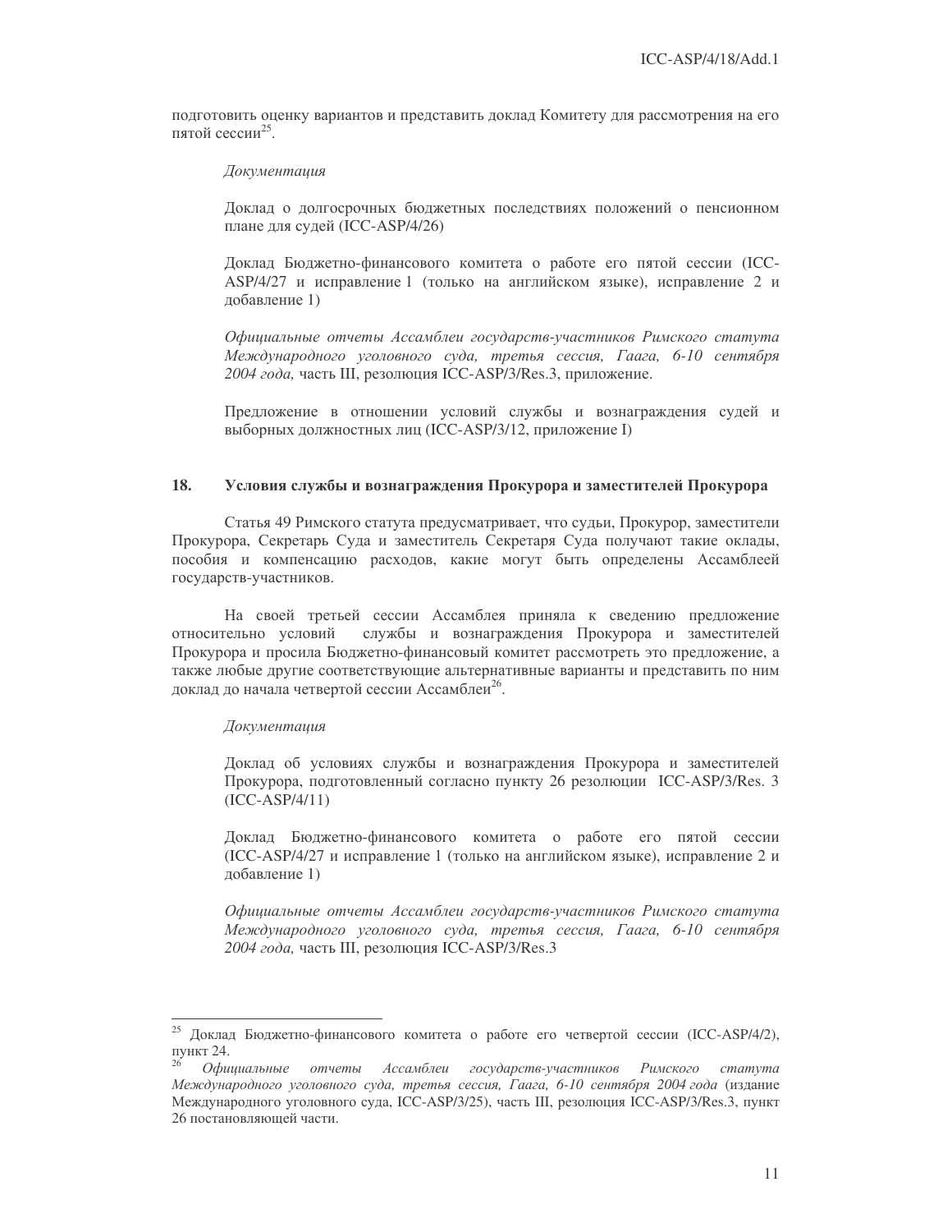подготовить оценку вариантов и представить доклад Комитету для рассмотрения на его пятой сессии[25].

*Документация*

Доклад о долгосрочных бюджетных последствиях положений о пенсионном плане для судей (ICC-ASP/4/26)

Доклад Бюджетно-финансового комитета о работе его пятой сессии (ICC-ASP/4/27 и исправление 1 (только на английском языке), исправление 2 и добавление 1)

*Официальные отчеты Ассамблеи государств-участников Римского статута Международного уголовного суда, третья сессия, Гаага, 6-10 сентября 2004 года,* часть III, резолюция ICC-ASP/3/Res.3, приложение.

Предложение в отношении условий службы и вознаграждения судей и выборных должностных лиц (ICC-ASP/3/12, приложение I)

## 18. Условия службы и вознаграждения Прокурора и заместителей Прокурора

Статья 49 Римского статута предусматривает, что судьи, Прокурор, заместители Прокурора, Секретарь Суда и заместитель Секретаря Суда получают такие оклады, пособия и компенсацию расходов, какие могут быть определены Ассамблеей государств-участников.

На своей третьей сессии Ассамблея приняла к сведению предложение относительно условий службы и вознаграждения Прокурора и заместителей Прокурора и просила Бюджетно-финансовый комитет рассмотреть это предложение, а также любые другие соответствующие альтернативные варианты и представить по ним доклад до начала четвертой сессии Ассамблеи[26].

*Документация*

Доклад об условиях службы и вознаграждения Прокурора и заместителей Прокурора, подготовленный согласно пункту 26 резолюции ICC-ASP/3/Res. 3 (ICC-ASP/4/11)

Доклад Бюджетно-финансового комитета о работе его пятой сессии (ICC-ASP/4/27 и исправление 1 (только на английском языке), исправление 2 и добавление 1)

*Официальные отчеты Ассамблеи государств-участников Римского статута Международного уголовного суда, третья сессия, Гаага, 6-10 сентября 2004 года,* часть III, резолюция ICC-ASP/3/Res.3

---

[25] Доклад Бюджетно-финансового комитета о работе его четвертой сессии (ICC-ASP/4/2), пункт 24.

[26] *Официальные отчеты Ассамблеи государств-участников Римского статута Международного уголовного суда, третья сессия, Гаага, 6-10 сентября 2004 года* (издание Международного уголовного суда, ICC-ASP/3/25), часть III, резолюция ICC-ASP/3/Res.3, пункт 26 постановляющей части.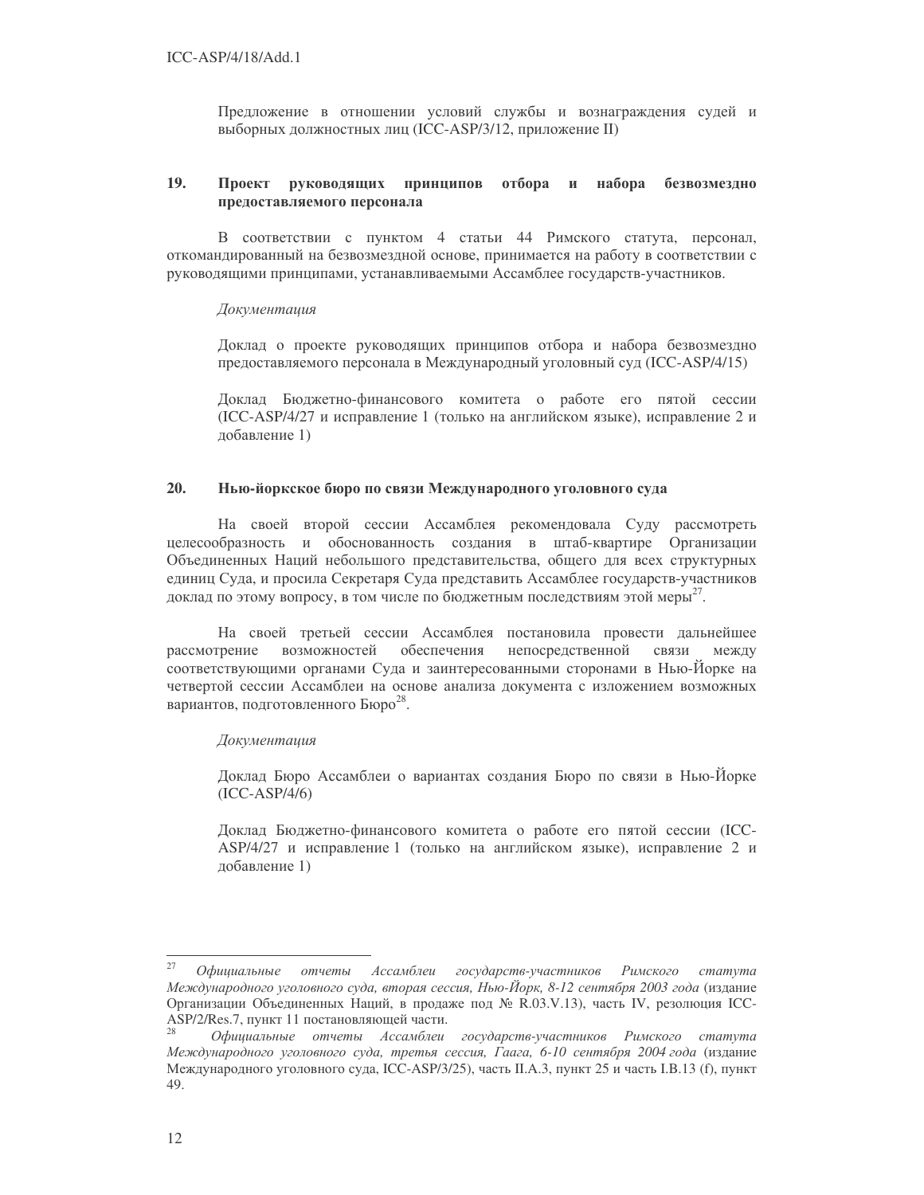Предложение в отношении условий службы и вознаграждения судей и выборных должностных лиц (ICC-ASP/3/12, приложение II)

## 19. Проект руководящих принципов отбора и набора безвозмездно предоставляемого персонала

В соответствии с пунктом 4 статьи 44 Римского статута, персонал, откомандированный на безвозмездной основе, принимается на работу в соответствии с руководящими принципами, устанавливаемыми Ассамблее государств-участников.

*Документация*

Доклад о проекте руководящих принципов отбора и набора безвозмездно предоставляемого персонала в Международный уголовный суд (ICC-ASP/4/15)

Доклад Бюджетно-финансового комитета о работе его пятой сессии (ICC-ASP/4/27 и исправление 1 (только на английском языке), исправление 2 и добавление 1)

## 20. Нью-йоркское бюро по связи Международного уголовного суда

На своей второй сессии Ассамблея рекомендовала Суду рассмотреть целесообразность и обоснованность создания в штаб-квартире Организации Объединенных Наций небольшого представительства, общего для всех структурных единиц Суда, и просила Секретаря Суда представить Ассамблее государств-участников доклад по этому вопросу, в том числе по бюджетным последствиям этой меры[27].

На своей третьей сессии Ассамблея постановила провести дальнейшее рассмотрение возможностей обеспечения непосредственной связи между соответствующими органами Суда и заинтересованными сторонами в Нью-Йорке на четвертой сессии Ассамблеи на основе анализа документа с изложением возможных вариантов, подготовленного Бюро[28].

*Документация*

Доклад Бюро Ассамблеи о вариантах создания Бюро по связи в Нью-Йорке (ICC-ASP/4/6)

Доклад Бюджетно-финансового комитета о работе его пятой сессии (ICC-ASP/4/27 и исправление 1 (только на английском языке), исправление 2 и добавление 1)

---

[27] *Официальные отчеты Ассамблеи государств-участников Римского статута Международного уголовного суда, вторая сессия, Нью-Йорк, 8-12 сентября 2003 года* (издание Организации Объединенных Наций, в продаже под № R.03.V.13), часть IV, резолюция ICC-ASP/2/Res.7, пункт 11 постановляющей части.

[28] *Официальные отчеты Ассамблеи государств-участников Римского статута Международного уголовного суда, третья сессия, Гаага, 6-10 сентября 2004 года* (издание Международного уголовного суда, ICC-ASP/3/25), часть II.A.3, пункт 25 и часть I.B.13 (f), пункт 49.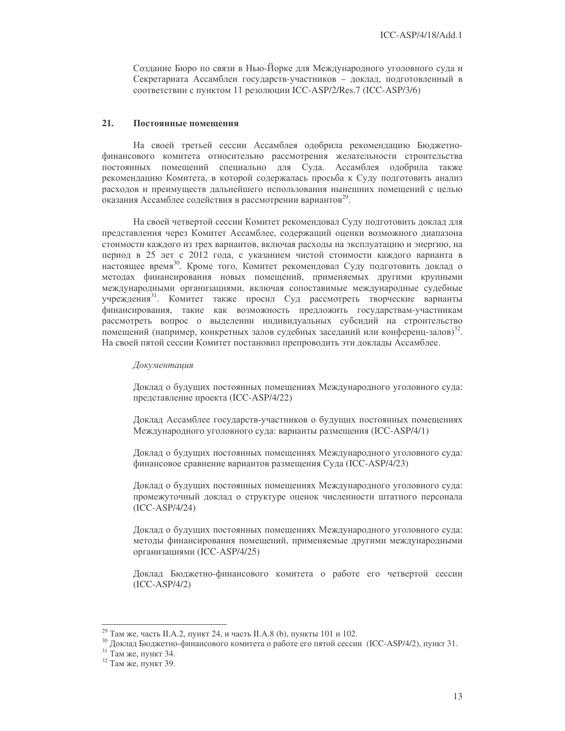Создание Бюро по связи в Нью-Йорке для Международного уголовного суда и Секретариата Ассамблеи государств-участников – доклад, подготовленный в соответствии с пунктом 11 резолюции ICC-ASP/2/Res.7 (ICC-ASP/3/6)

## 21. Постоянные помещения

На своей третьей сессии Ассамблея одобрила рекомендацию Бюджетно-финансового комитета относительно рассмотрения желательности строительства постоянных помещений специально для Суда. Ассамблея одобрила также рекомендацию Комитета, в которой содержалась просьба к Суду подготовить анализ расходов и преимуществ дальнейшего использования нынешних помещений с целью оказания Ассамблее содействия в рассмотрении вариантов[29].

На своей четвертой сессии Комитет рекомендовал Суду подготовить доклад для представления через Комитет Ассамблее, содержащий оценки возможного диапазона стоимости каждого из трех вариантов, включая расходы на эксплуатацию и энергию, на период в 25 лет с 2012 года, с указанием чистой стоимости каждого варианта в настоящее время[30]. Кроме того, Комитет рекомендовал Суду подготовить доклад о методах финансирования новых помещений, применяемых другими крупными международными организациями, включая сопоставимые международные судебные учреждения[31]. Комитет также просил Суд рассмотреть творческие варианты финансирования, такие как возможность предложить государствам-участникам рассмотреть вопрос о выделении индивидуальных субсидий на строительство помещений (например, конкретных залов судебных заседаний или конференц-залов)[32]. На своей пятой сессии Комитет постановил препроводить эти доклады Ассамблее.

*Документация*

Доклад о будущих постоянных помещениях Международного уголовного суда: представление проекта (ICC-ASP/4/22)

Доклад Ассамблее государств-участников о будущих постоянных помещениях Международного уголовного суда: варианты размещения (ICC-ASP/4/1)

Доклад о будущих постоянных помещениях Международного уголовного суда: финансовое сравнение вариантов размещения Суда (ICC-ASP/4/23)

Доклад о будущих постоянных помещениях Международного уголовного суда: промежуточный доклад о структуре оценок численности штатного персонала (ICC-ASP/4/24)

Доклад о будущих постоянных помещениях Международного уголовного суда: методы финансирования помещений, применяемые другими международными организациями (ICC-ASP/4/25)

Доклад Бюджетно-финансового комитета о работе его четвертой сессии (ICC-ASP/4/2)

---

[29] Там же, часть II.A.2, пункт 24, и часть II.A.8 (b), пункты 101 и 102.

[30] Доклад Бюджетно-финансового комитета о работе его пятой сессии (ICC-ASP/4/2), пункт 31.

[31] Там же, пункт 34.

[32] Там же, пункт 39.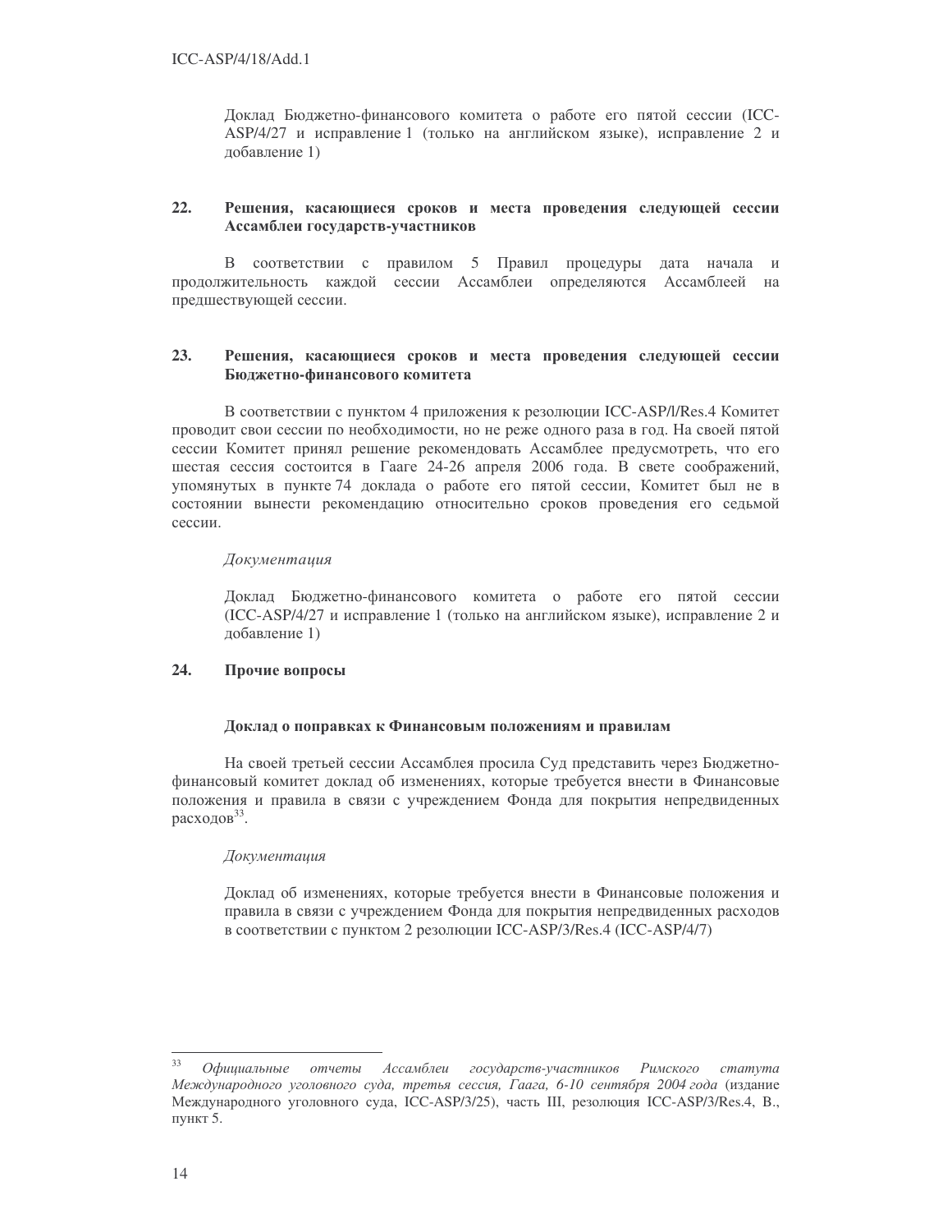Доклад Бюджетно-финансового комитета о работе его пятой сессии (ICC-ASP/4/27 и исправление 1 (только на английском языке), исправление 2 и добавление 1)

## 22. Решения, касающиеся сроков и места проведения следующей сессии Ассамблеи государств-участников

В соответствии с правилом 5 Правил процедуры дата начала и продолжительность каждой сессии Ассамблеи определяются Ассамблеей на предшествующей сессии.

## 23. Решения, касающиеся сроков и места проведения следующей сессии Бюджетно-финансового комитета

В соответствии с пунктом 4 приложения к резолюции ICC-ASP/l/Res.4 Комитет проводит свои сессии по необходимости, но не реже одного раза в год. На своей пятой сессии Комитет принял решение рекомендовать Ассамблее предусмотреть, что его шестая сессия состоится в Гааге 24-26 апреля 2006 года. В свете соображений, упомянутых в пункте 74 доклада о работе его пятой сессии, Комитет был не в состоянии вынести рекомендацию относительно сроков проведения его седьмой сессии.

*Документация*

Доклад Бюджетно-финансового комитета о работе его пятой сессии (ICC-ASP/4/27 и исправление 1 (только на английском языке), исправление 2 и добавление 1)

## 24. Прочие вопросы

### Доклад о поправках к Финансовым положениям и правилам

На своей третьей сессии Ассамблея просила Суд представить через Бюджетно-финансовый комитет доклад об изменениях, которые требуется внести в Финансовые положения и правила в связи с учреждением Фонда для покрытия непредвиденных расходов[33].

*Документация*

Доклад об изменениях, которые требуется внести в Финансовые положения и правила в связи с учреждением Фонда для покрытия непредвиденных расходов в соответствии с пунктом 2 резолюции ICC-ASP/3/Res.4 (ICC-ASP/4/7)

---

[33] *Официальные отчеты Ассамблеи государств-участников Римского статута Международного уголовного суда, третья сессия, Гаага, 6-10 сентября 2004 года* (издание Международного уголовного суда, ICC-ASP/3/25), часть III, резолюция ICC-ASP/3/Res.4, B., пункт 5.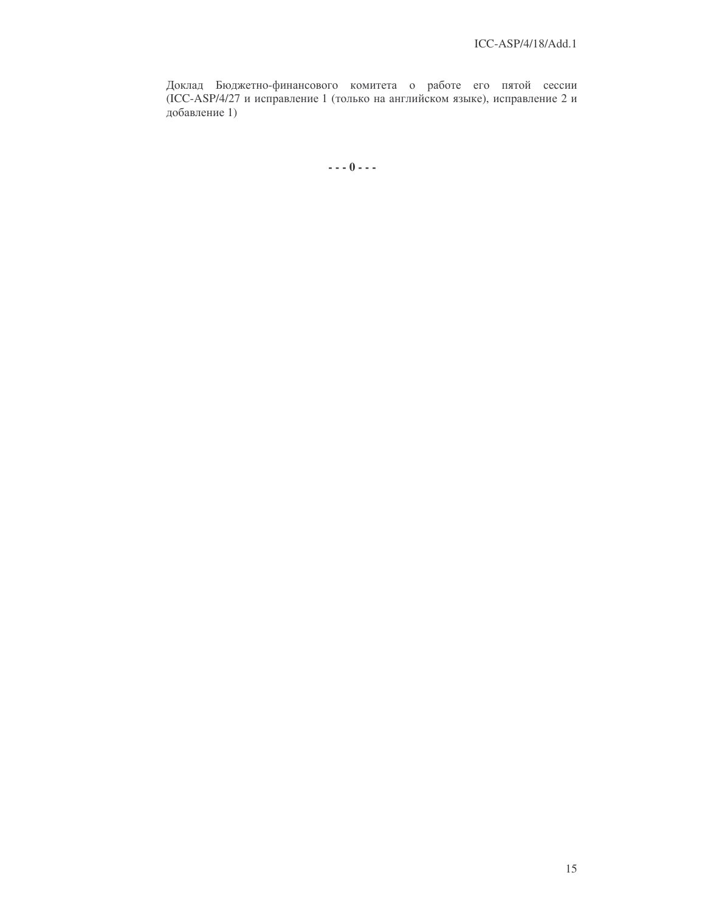Доклад Бюджетно-финансового комитета о работе его пятой сессии (ICC-ASP/4/27 и исправление 1 (только на английском языке), исправление 2 и добавление 1)

- - - 0 - - -